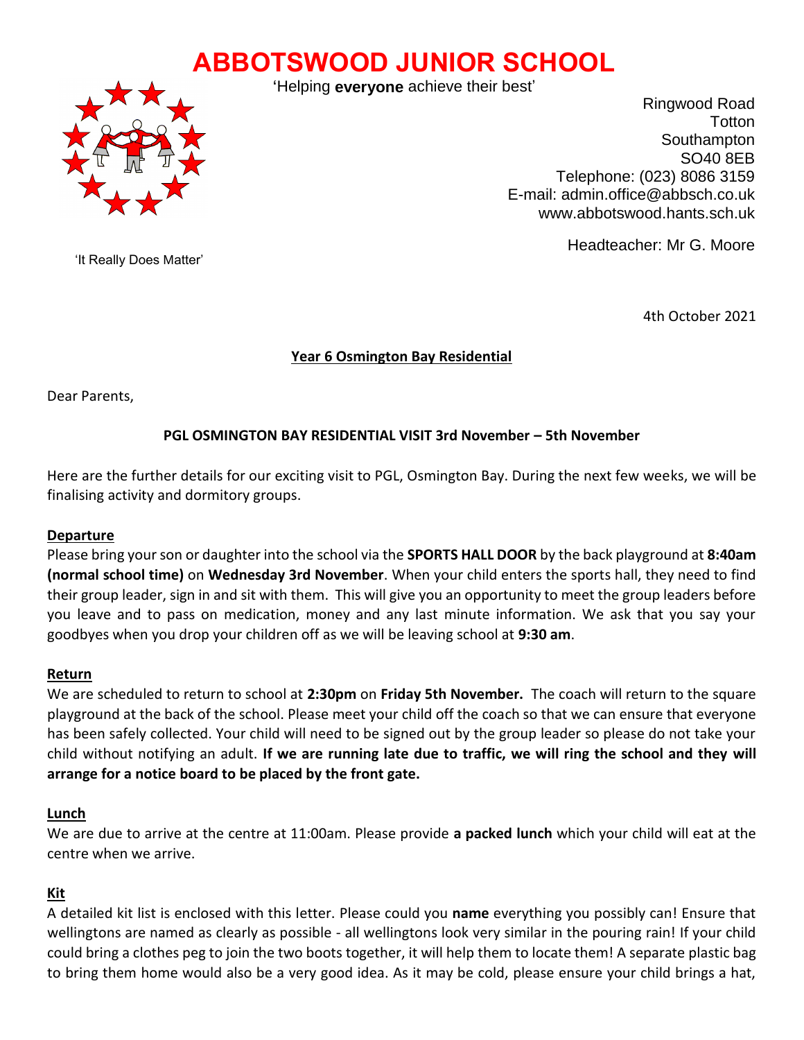# ABBOTSWOOD JUNIOR SCHOOL

'Helping **everyone** achieve their best'

Ringwood Road
Totton
Southampton
SO40 8EB
Telephone: (023) 8086 3159
E-mail: admin.office@abbsch.co.uk
www.abbotswood.hants.sch.uk

Headteacher: Mr G. Moore

'It Really Does Matter'

4th October 2021

**Year 6 Osmington Bay Residential**

Dear Parents,

**PGL OSMINGTON BAY RESIDENTIAL VISIT 3rd November – 5th November**

Here are the further details for our exciting visit to PGL, Osmington Bay. During the next few weeks, we will be finalising activity and dormitory groups.

**Departure**

Please bring your son or daughter into the school via the **SPORTS HALL DOOR** by the back playground at **8:40am (normal school time)** on **Wednesday 3rd November**. When your child enters the sports hall, they need to find their group leader, sign in and sit with them. This will give you an opportunity to meet the group leaders before you leave and to pass on medication, money and any last minute information. We ask that you say your goodbyes when you drop your children off as we will be leaving school at **9:30 am**.

**Return**

We are scheduled to return to school at **2:30pm** on **Friday 5th November.** The coach will return to the square playground at the back of the school. Please meet your child off the coach so that we can ensure that everyone has been safely collected. Your child will need to be signed out by the group leader so please do not take your child without notifying an adult. **If we are running late due to traffic, we will ring the school and they will arrange for a notice board to be placed by the front gate.**

**Lunch**

We are due to arrive at the centre at 11:00am. Please provide **a packed lunch** which your child will eat at the centre when we arrive.

**Kit**

A detailed kit list is enclosed with this letter. Please could you **name** everything you possibly can! Ensure that wellingtons are named as clearly as possible - all wellingtons look very similar in the pouring rain! If your child could bring a clothes peg to join the two boots together, it will help them to locate them! A separate plastic bag to bring them home would also be a very good idea. As it may be cold, please ensure your child brings a hat,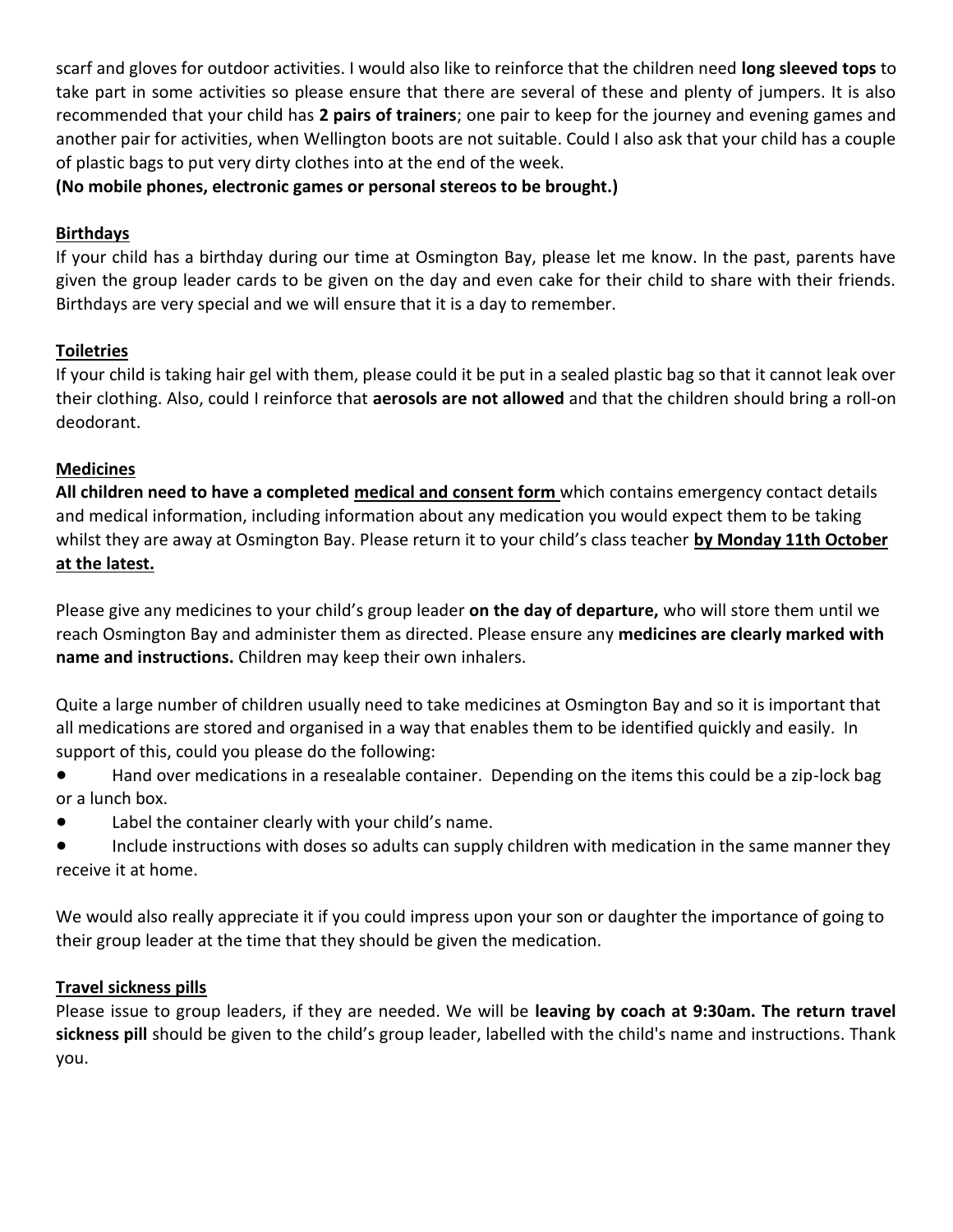scarf and gloves for outdoor activities. I would also like to reinforce that the children need **long sleeved tops** to take part in some activities so please ensure that there are several of these and plenty of jumpers. It is also recommended that your child has **2 pairs of trainers**; one pair to keep for the journey and evening games and another pair for activities, when Wellington boots are not suitable. Could I also ask that your child has a couple of plastic bags to put very dirty clothes into at the end of the week.

**(No mobile phones, electronic games or personal stereos to be brought.)**

**Birthdays**

If your child has a birthday during our time at Osmington Bay, please let me know. In the past, parents have given the group leader cards to be given on the day and even cake for their child to share with their friends. Birthdays are very special and we will ensure that it is a day to remember.

**Toiletries**

If your child is taking hair gel with them, please could it be put in a sealed plastic bag so that it cannot leak over their clothing. Also, could I reinforce that **aerosols are not allowed** and that the children should bring a roll-on deodorant.

**Medicines**

**All children need to have a completed medical and consent form** which contains emergency contact details and medical information, including information about any medication you would expect them to be taking whilst they are away at Osmington Bay. Please return it to your child's class teacher **by Monday 11th October at the latest.**

Please give any medicines to your child's group leader **on the day of departure,** who will store them until we reach Osmington Bay and administer them as directed. Please ensure any **medicines are clearly marked with name and instructions.** Children may keep their own inhalers.

Quite a large number of children usually need to take medicines at Osmington Bay and so it is important that all medications are stored and organised in a way that enables them to be identified quickly and easily. In support of this, could you please do the following:

- Hand over medications in a resealable container. Depending on the items this could be a zip-lock bag or a lunch box.
- Label the container clearly with your child's name.
- Include instructions with doses so adults can supply children with medication in the same manner they receive it at home.

We would also really appreciate it if you could impress upon your son or daughter the importance of going to their group leader at the time that they should be given the medication.

**Travel sickness pills**

Please issue to group leaders, if they are needed. We will be **leaving by coach at 9:30am. The return travel sickness pill** should be given to the child's group leader, labelled with the child's name and instructions. Thank you.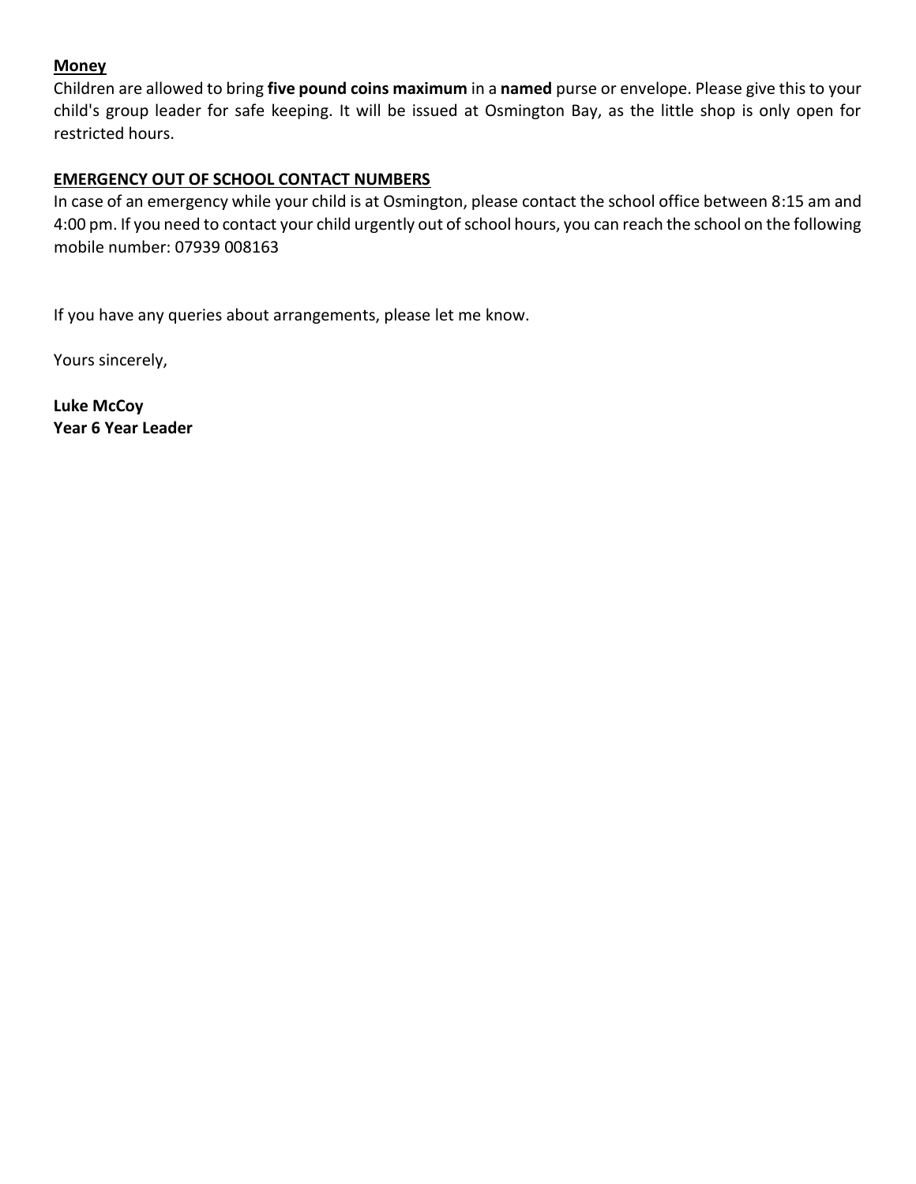**Money**

Children are allowed to bring **five pound coins maximum** in a **named** purse or envelope. Please give this to your child's group leader for safe keeping. It will be issued at Osmington Bay, as the little shop is only open for restricted hours.

**EMERGENCY OUT OF SCHOOL CONTACT NUMBERS**

In case of an emergency while your child is at Osmington, please contact the school office between 8:15 am and 4:00 pm. If you need to contact your child urgently out of school hours, you can reach the school on the following mobile number: 07939 008163

If you have any queries about arrangements, please let me know.

Yours sincerely,

**Luke McCoy**
**Year 6 Year Leader**